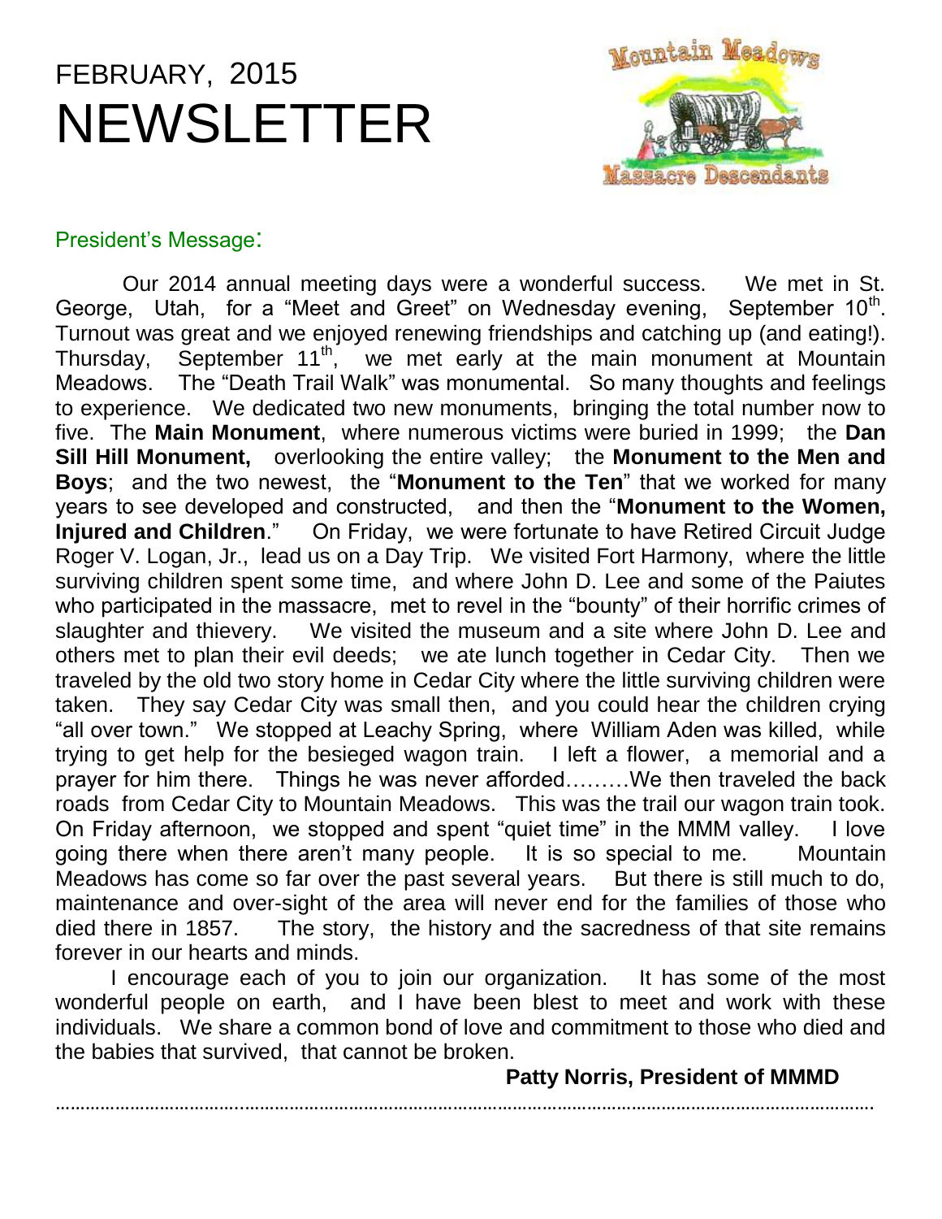# FEBRUARY, 2015
# NEWSLETTER

## President's Message:

Our 2014 annual meeting days were a wonderful success. We met in St. George, Utah, for a "Meet and Greet" on Wednesday evening, September 10th. Turnout was great and we enjoyed renewing friendships and catching up (and eating!). Thursday, September 11th, we met early at the main monument at Mountain Meadows. The "Death Trail Walk" was monumental. So many thoughts and feelings to experience. We dedicated two new monuments, bringing the total number now to five. The **Main Monument**, where numerous victims were buried in 1999; the **Dan Sill Hill Monument,** overlooking the entire valley; the **Monument to the Men and Boys**; and the two newest, the "**Monument to the Ten**" that we worked for many years to see developed and constructed, and then the "**Monument to the Women, Injured and Children**." On Friday, we were fortunate to have Retired Circuit Judge Roger V. Logan, Jr., lead us on a Day Trip. We visited Fort Harmony, where the little surviving children spent some time, and where John D. Lee and some of the Paiutes who participated in the massacre, met to revel in the "bounty" of their horrific crimes of slaughter and thievery. We visited the museum and a site where John D. Lee and others met to plan their evil deeds; we ate lunch together in Cedar City. Then we traveled by the old two story home in Cedar City where the little surviving children were taken. They say Cedar City was small then, and you could hear the children crying "all over town." We stopped at Leachy Spring, where William Aden was killed, while trying to get help for the besieged wagon train. I left a flower, a memorial and a prayer for him there. Things he was never afforded………We then traveled the back roads from Cedar City to Mountain Meadows. This was the trail our wagon train took. On Friday afternoon, we stopped and spent "quiet time" in the MMM valley. I love going there when there aren't many people. It is so special to me. Mountain Meadows has come so far over the past several years. But there is still much to do, maintenance and over-sight of the area will never end for the families of those who died there in 1857. The story, the history and the sacredness of that site remains forever in our hearts and minds.

I encourage each of you to join our organization. It has some of the most wonderful people on earth, and I have been blest to meet and work with these individuals. We share a common bond of love and commitment to those who died and the babies that survived, that cannot be broken.

**Patty Norris, President of MMMD**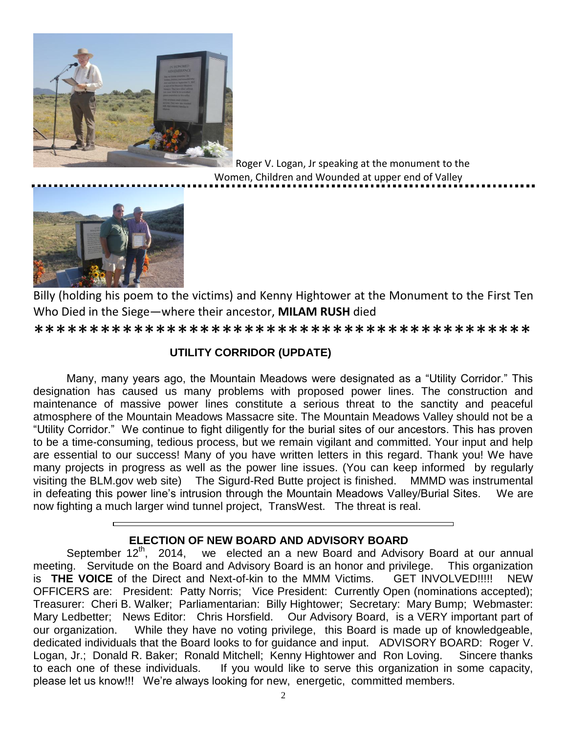Roger V. Logan, Jr speaking at the monument to the Women, Children and Wounded at upper end of Valley

Billy (holding his poem to the victims) and Kenny Hightower at the Monument to the First Ten Who Died in the Siege—where their ancestor, **MILAM RUSH** died

*******************************************

## UTILITY CORRIDOR (UPDATE)

Many, many years ago, the Mountain Meadows were designated as a “Utility Corridor.” This designation has caused us many problems with proposed power lines. The construction and maintenance of massive power lines constitute a serious threat to the sanctity and peaceful atmosphere of the Mountain Meadows Massacre site. The Mountain Meadows Valley should not be a “Utility Corridor.” We continue to fight diligently for the burial sites of our ancestors. This has proven to be a time-consuming, tedious process, but we remain vigilant and committed. Your input and help are essential to our success! Many of you have written letters in this regard. Thank you! We have many projects in progress as well as the power line issues. (You can keep informed by regularly visiting the BLM.gov web site) The Sigurd-Red Butte project is finished. MMMD was instrumental in defeating this power line’s intrusion through the Mountain Meadows Valley/Burial Sites. We are now fighting a much larger wind tunnel project, TransWest. The threat is real.

## ELECTION OF NEW BOARD AND ADVISORY BOARD

September 12th, 2014, we elected an a new Board and Advisory Board at our annual meeting. Servitude on the Board and Advisory Board is an honor and privilege. This organization is **THE VOICE** of the Direct and Next-of-kin to the MMM Victims. GET INVOLVED!!!!! NEW OFFICERS are: President: Patty Norris; Vice President: Currently Open (nominations accepted); Treasurer: Cheri B. Walker; Parliamentarian: Billy Hightower; Secretary: Mary Bump; Webmaster: Mary Ledbetter; News Editor: Chris Horsfield. Our Advisory Board, is a VERY important part of our organization. While they have no voting privilege, this Board is made up of knowledgeable, dedicated individuals that the Board looks to for guidance and input. ADVISORY BOARD: Roger V. Logan, Jr.; Donald R. Baker; Ronald Mitchell; Kenny Hightower and Ron Loving. Sincere thanks to each one of these individuals. If you would like to serve this organization in some capacity, please let us know!!! We’re always looking for new, energetic, committed members.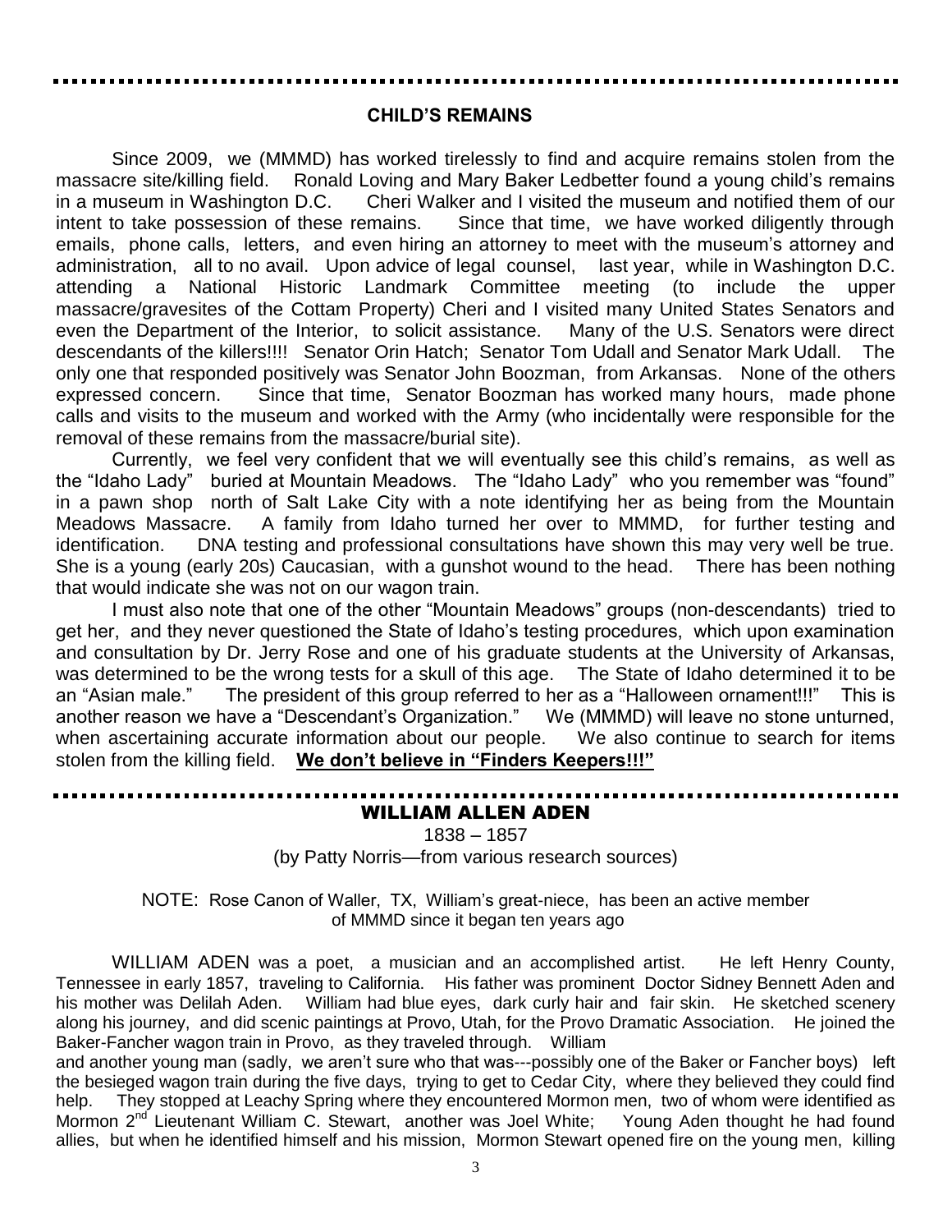## CHILD'S REMAINS

Since 2009, we (MMMD) has worked tirelessly to find and acquire remains stolen from the massacre site/killing field. Ronald Loving and Mary Baker Ledbetter found a young child's remains in a museum in Washington D.C. Cheri Walker and I visited the museum and notified them of our intent to take possession of these remains. Since that time, we have worked diligently through emails, phone calls, letters, and even hiring an attorney to meet with the museum's attorney and administration, all to no avail. Upon advice of legal counsel, last year, while in Washington D.C. attending a National Historic Landmark Committee meeting (to include the upper massacre/gravesites of the Cottam Property) Cheri and I visited many United States Senators and even the Department of the Interior, to solicit assistance. Many of the U.S. Senators were direct descendants of the killers!!!! Senator Orin Hatch; Senator Tom Udall and Senator Mark Udall. The only one that responded positively was Senator John Boozman, from Arkansas. None of the others expressed concern. Since that time, Senator Boozman has worked many hours, made phone calls and visits to the museum and worked with the Army (who incidentally were responsible for the removal of these remains from the massacre/burial site).

Currently, we feel very confident that we will eventually see this child's remains, as well as the "Idaho Lady" buried at Mountain Meadows. The "Idaho Lady" who you remember was "found" in a pawn shop north of Salt Lake City with a note identifying her as being from the Mountain Meadows Massacre. A family from Idaho turned her over to MMMD, for further testing and identification. DNA testing and professional consultations have shown this may very well be true. She is a young (early 20s) Caucasian, with a gunshot wound to the head. There has been nothing that would indicate she was not on our wagon train.

I must also note that one of the other "Mountain Meadows" groups (non-descendants) tried to get her, and they never questioned the State of Idaho's testing procedures, which upon examination and consultation by Dr. Jerry Rose and one of his graduate students at the University of Arkansas, was determined to be the wrong tests for a skull of this age. The State of Idaho determined it to be an "Asian male." The president of this group referred to her as a "Halloween ornament!!!" This is another reason we have a "Descendant's Organization." We (MMMD) will leave no stone unturned, when ascertaining accurate information about our people. We also continue to search for items stolen from the killing field. **We don't believe in "Finders Keepers!!!"**

## WILLIAM ALLEN ADEN

1838 – 1857

(by Patty Norris—from various research sources)

NOTE: Rose Canon of Waller, TX, William's great-niece, has been an active member of MMMD since it began ten years ago

WILLIAM ADEN was a poet, a musician and an accomplished artist. He left Henry County, Tennessee in early 1857, traveling to California. His father was prominent Doctor Sidney Bennett Aden and his mother was Delilah Aden. William had blue eyes, dark curly hair and fair skin. He sketched scenery along his journey, and did scenic paintings at Provo, Utah, for the Provo Dramatic Association. He joined the Baker-Fancher wagon train in Provo, as they traveled through. William and another young man (sadly, we aren't sure who that was---possibly one of the Baker or Fancher boys) left the besieged wagon train during the five days, trying to get to Cedar City, where they believed they could find help. They stopped at Leachy Spring where they encountered Mormon men, two of whom were identified as Mormon 2nd Lieutenant William C. Stewart, another was Joel White; Young Aden thought he had found allies, but when he identified himself and his mission, Mormon Stewart opened fire on the young men, killing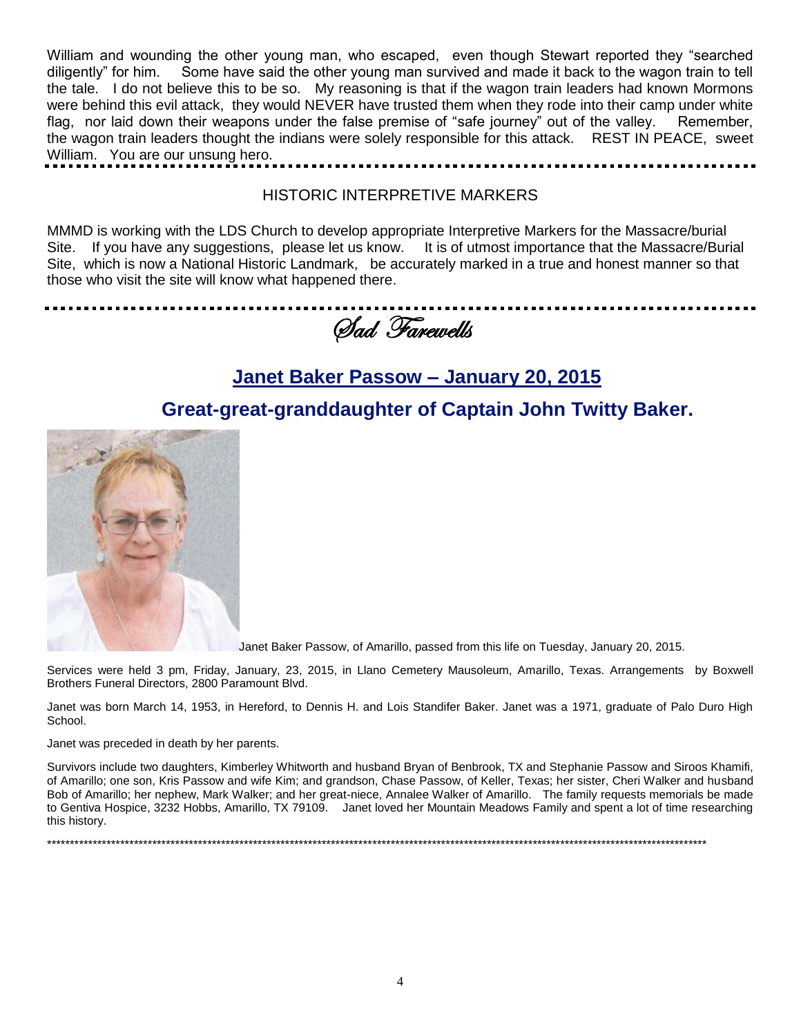William and wounding the other young man, who escaped, even though Stewart reported they "searched diligently" for him. Some have said the other young man survived and made it back to the wagon train to tell the tale. I do not believe this to be so. My reasoning is that if the wagon train leaders had known Mormons were behind this evil attack, they would NEVER have trusted them when they rode into their camp under white flag, nor laid down their weapons under the false premise of "safe journey" out of the valley. Remember, the wagon train leaders thought the indians were solely responsible for this attack. REST IN PEACE, sweet William. You are our unsung hero.

## HISTORIC INTERPRETIVE MARKERS

MMMD is working with the LDS Church to develop appropriate Interpretive Markers for the Massacre/burial Site. If you have any suggestions, please let us know. It is of utmost importance that the Massacre/Burial Site, which is now a National Historic Landmark, be accurately marked in a true and honest manner so that those who visit the site will know what happened there.

# *Sad Farewells*

## Janet Baker Passow – January 20, 2015

### Great-great-granddaughter of Captain John Twitty Baker.

Janet Baker Passow, of Amarillo, passed from this life on Tuesday, January 20, 2015.

Services were held 3 pm, Friday, January, 23, 2015, in Llano Cemetery Mausoleum, Amarillo, Texas. Arrangements by Boxwell Brothers Funeral Directors, 2800 Paramount Blvd.

Janet was born March 14, 1953, in Hereford, to Dennis H. and Lois Standifer Baker. Janet was a 1971, graduate of Palo Duro High School.

Janet was preceded in death by her parents.

Survivors include two daughters, Kimberley Whitworth and husband Bryan of Benbrook, TX and Stephanie Passow and Siroos Khamifi, of Amarillo; one son, Kris Passow and wife Kim; and grandson, Chase Passow, of Keller, Texas; her sister, Cheri Walker and husband Bob of Amarillo; her nephew, Mark Walker; and her great-niece, Annalee Walker of Amarillo. The family requests memorials be made to Gentiva Hospice, 3232 Hobbs, Amarillo, TX 79109. Janet loved her Mountain Meadows Family and spent a lot of time researching this history.

************************************************************************************************************************************************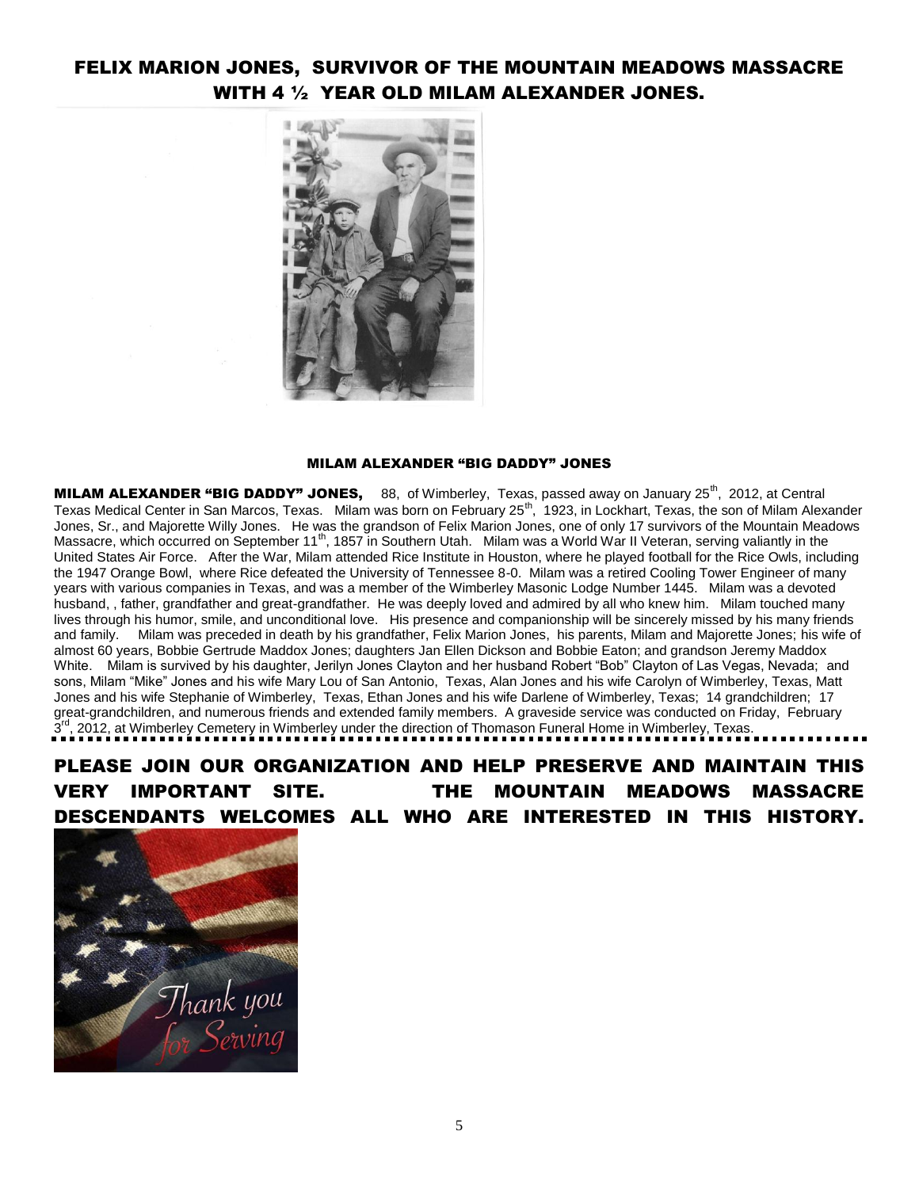## FELIX MARION JONES, SURVIVOR OF THE MOUNTAIN MEADOWS MASSACRE WITH 4 ½ YEAR OLD MILAM ALEXANDER JONES.

### MILAM ALEXANDER "BIG DADDY" JONES

**MILAM ALEXANDER "BIG DADDY" JONES,** 88, of Wimberley, Texas, passed away on January 25th, 2012, at Central Texas Medical Center in San Marcos, Texas. Milam was born on February 25th, 1923, in Lockhart, Texas, the son of Milam Alexander Jones, Sr., and Majorette Willy Jones. He was the grandson of Felix Marion Jones, one of only 17 survivors of the Mountain Meadows Massacre, which occurred on September 11th, 1857 in Southern Utah. Milam was a World War II Veteran, serving valiantly in the United States Air Force. After the War, Milam attended Rice Institute in Houston, where he played football for the Rice Owls, including the 1947 Orange Bowl, where Rice defeated the University of Tennessee 8-0. Milam was a retired Cooling Tower Engineer of many years with various companies in Texas, and was a member of the Wimberley Masonic Lodge Number 1445. Milam was a devoted husband, , father, grandfather and great-grandfather. He was deeply loved and admired by all who knew him. Milam touched many lives through his humor, smile, and unconditional love. His presence and companionship will be sincerely missed by his many friends and family. Milam was preceded in death by his grandfather, Felix Marion Jones, his parents, Milam and Majorette Jones; his wife of almost 60 years, Bobbie Gertrude Maddox Jones; daughters Jan Ellen Dickson and Bobbie Eaton; and grandson Jeremy Maddox White. Milam is survived by his daughter, Jerilyn Jones Clayton and her husband Robert "Bob" Clayton of Las Vegas, Nevada; and sons, Milam "Mike" Jones and his wife Mary Lou of San Antonio, Texas, Alan Jones and his wife Carolyn of Wimberley, Texas, Matt Jones and his wife Stephanie of Wimberley, Texas, Ethan Jones and his wife Darlene of Wimberley, Texas; 14 grandchildren; 17 great-grandchildren, and numerous friends and extended family members. A graveside service was conducted on Friday, February 3rd, 2012, at Wimberley Cemetery in Wimberley under the direction of Thomason Funeral Home in Wimberley, Texas.

## PLEASE JOIN OUR ORGANIZATION AND HELP PRESERVE AND MAINTAIN THIS VERY IMPORTANT SITE. THE MOUNTAIN MEADOWS MASSACRE DESCENDANTS WELCOMES ALL WHO ARE INTERESTED IN THIS HISTORY.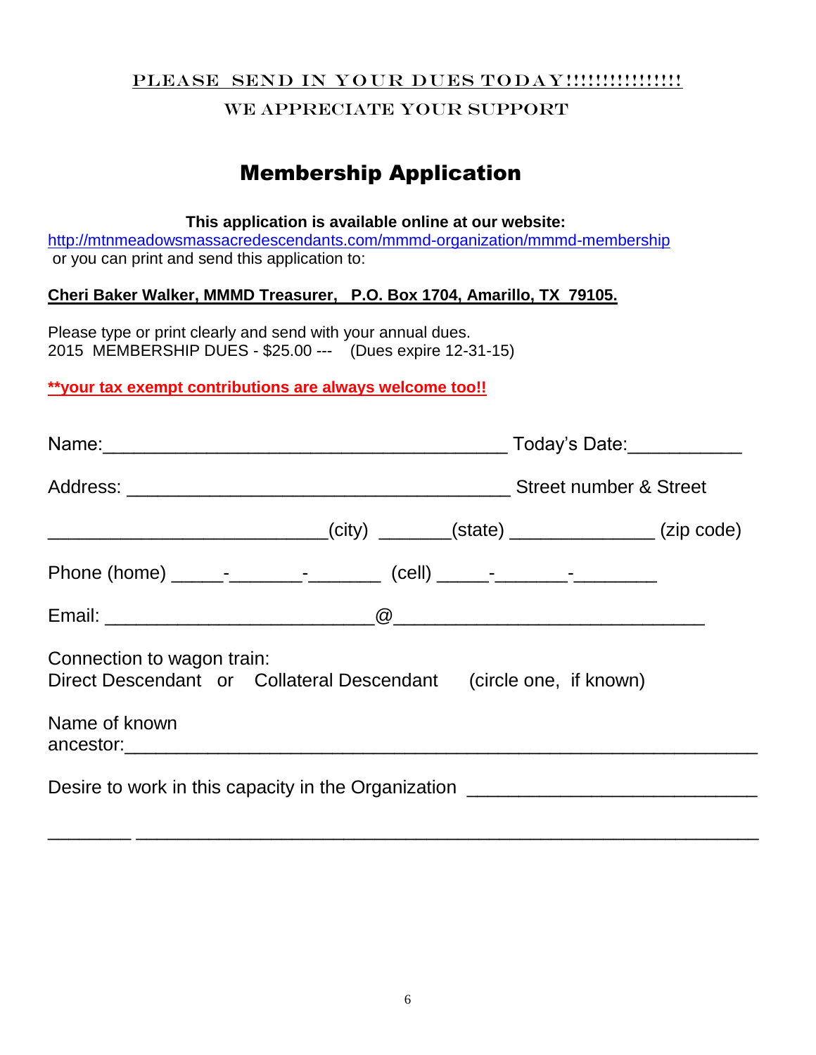PLEASE SEND IN YOUR DUES TODAY!!!!!!!!!!!!!!!!

WE APPRECIATE YOUR SUPPORT

# Membership Application

**This application is available online at our website:**

http://mtnmeadowsmassacredescendants.com/mmmd-organization/mmmd-membership
or you can print and send this application to:

**Cheri Baker Walker, MMMD Treasurer, P.O. Box 1704, Amarillo, TX 79105.**

Please type or print clearly and send with your annual dues.
2015 MEMBERSHIP DUES - $25.00 --- (Dues expire 12-31-15)

**\*\*your tax exempt contributions are always welcome too!!**

Name:________________________________________ Today's Date:___________

Address: ______________________________________ Street number & Street

___________________________(city) _______(state) ______________ (zip code)

Phone (home) _____-_______-_______ (cell) _____-_______-________

Email: _________________________@_____________________________

Connection to wagon train:
Direct Descendant or Collateral Descendant (circle one, if known)

Name of known ancestor:_______________________________________________________________

Desire to work in this capacity in the Organization ___________________________

________ _______________________________________________________